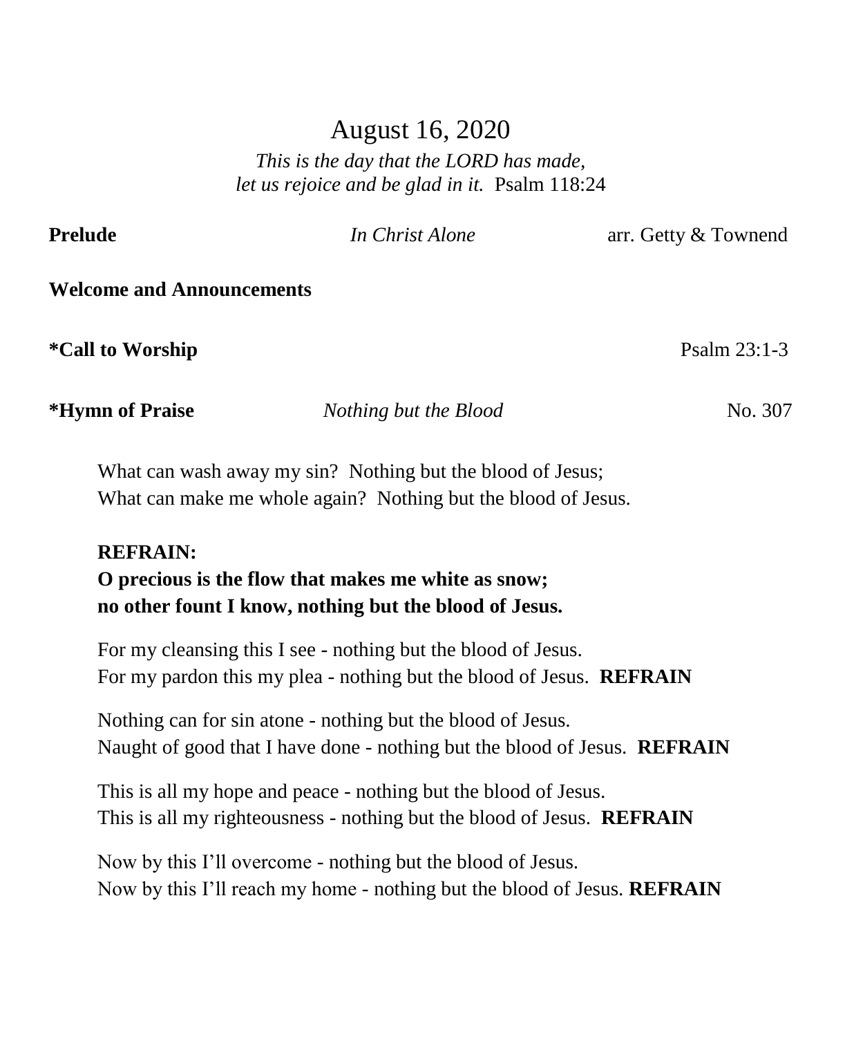# August 16, 2020

*This is the day that the LORD has made,*
*let us rejoice and be glad in it.* Psalm 118:24

**Prelude** *In Christ Alone* arr. Getty & Townend

**Welcome and Announcements**

**\*Call to Worship** Psalm 23:1-3

**\*Hymn of Praise** *Nothing but the Blood* No. 307

What can wash away my sin? Nothing but the blood of Jesus;
What can make me whole again? Nothing but the blood of Jesus.

**REFRAIN:**
**O precious is the flow that makes me white as snow;**
**no other fount I know, nothing but the blood of Jesus.**

For my cleansing this I see - nothing but the blood of Jesus.
For my pardon this my plea - nothing but the blood of Jesus. **REFRAIN**

Nothing can for sin atone - nothing but the blood of Jesus.
Naught of good that I have done - nothing but the blood of Jesus. **REFRAIN**

This is all my hope and peace - nothing but the blood of Jesus.
This is all my righteousness - nothing but the blood of Jesus. **REFRAIN**

Now by this I'll overcome - nothing but the blood of Jesus.
Now by this I'll reach my home - nothing but the blood of Jesus. **REFRAIN**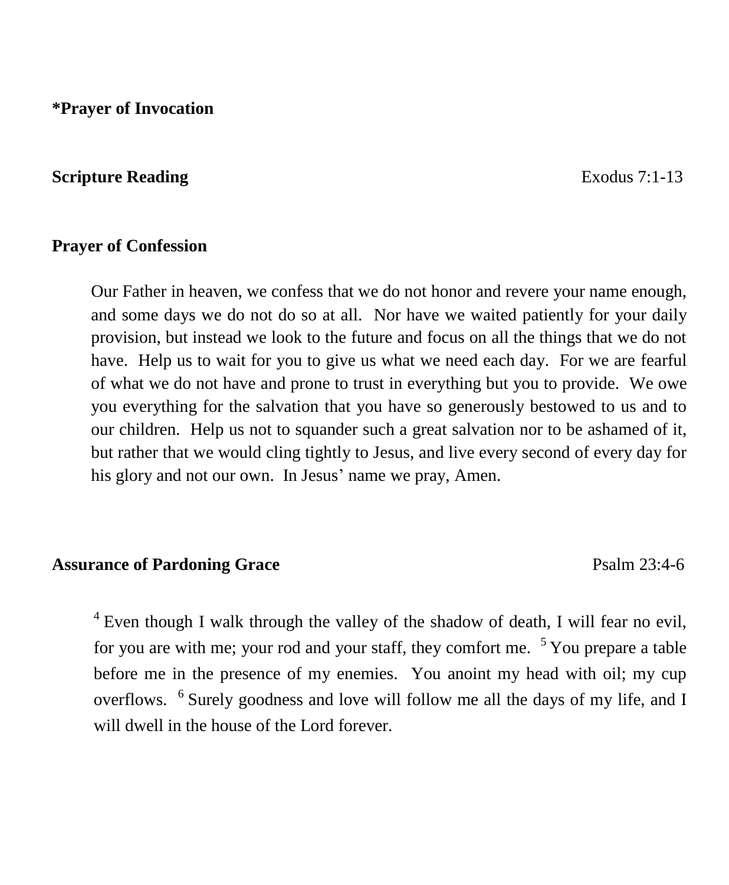**\*Prayer of Invocation**

**Scripture Reading** Exodus 7:1-13

**Prayer of Confession**

Our Father in heaven, we confess that we do not honor and revere your name enough, and some days we do not do so at all. Nor have we waited patiently for your daily provision, but instead we look to the future and focus on all the things that we do not have. Help us to wait for you to give us what we need each day. For we are fearful of what we do not have and prone to trust in everything but you to provide. We owe you everything for the salvation that you have so generously bestowed to us and to our children. Help us not to squander such a great salvation nor to be ashamed of it, but rather that we would cling tightly to Jesus, and live every second of every day for his glory and not our own. In Jesus' name we pray, Amen.

**Assurance of Pardoning Grace** Psalm 23:4-6

[4] Even though I walk through the valley of the shadow of death, I will fear no evil, for you are with me; your rod and your staff, they comfort me. [5] You prepare a table before me in the presence of my enemies. You anoint my head with oil; my cup overflows. [6] Surely goodness and love will follow me all the days of my life, and I will dwell in the house of the Lord forever.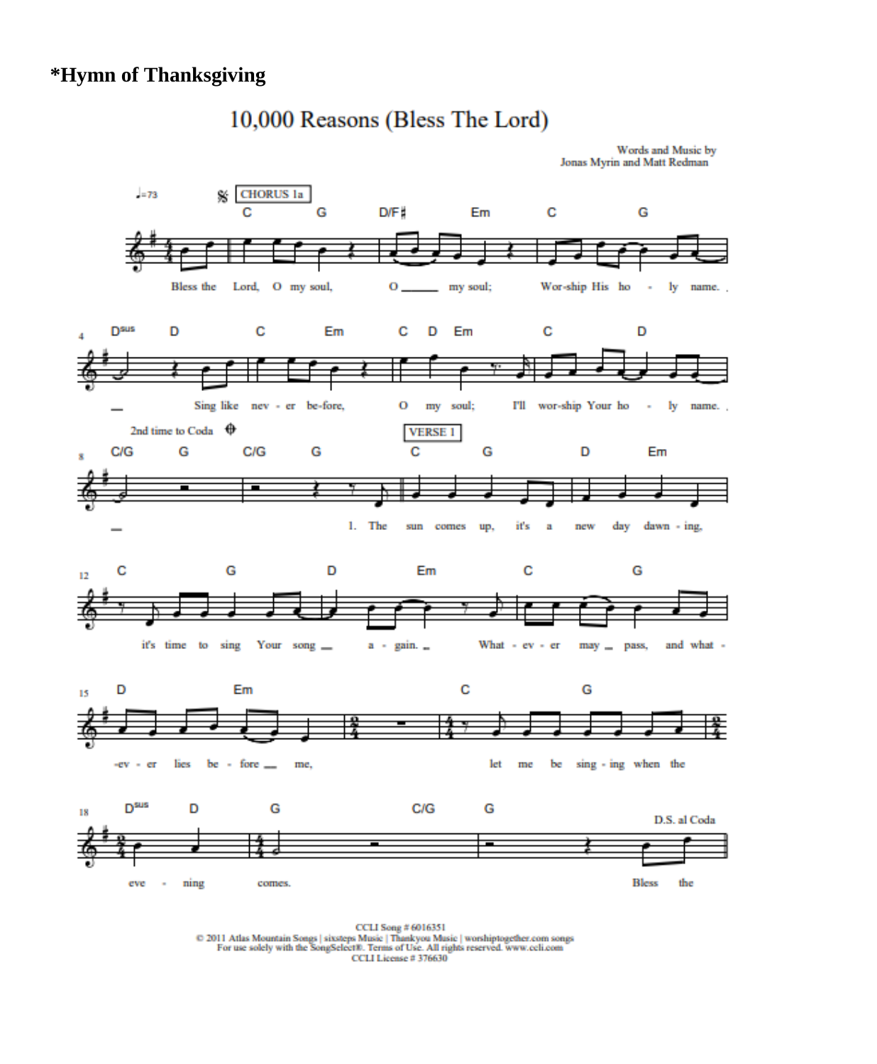## *Hymn of Thanksgiving

# 10,000 Reasons (Bless The Lord)

Words and Music by
Jonas Myrin and Matt Redman

CCLI Song # 6016351
© 2011 Atlas Mountain Songs | sixsteps Music | Thankyou Music | worshiptogether.com songs
For use solely with the SongSelect®. Terms of Use. All rights reserved. www.ccli.com
CCLI License # 376630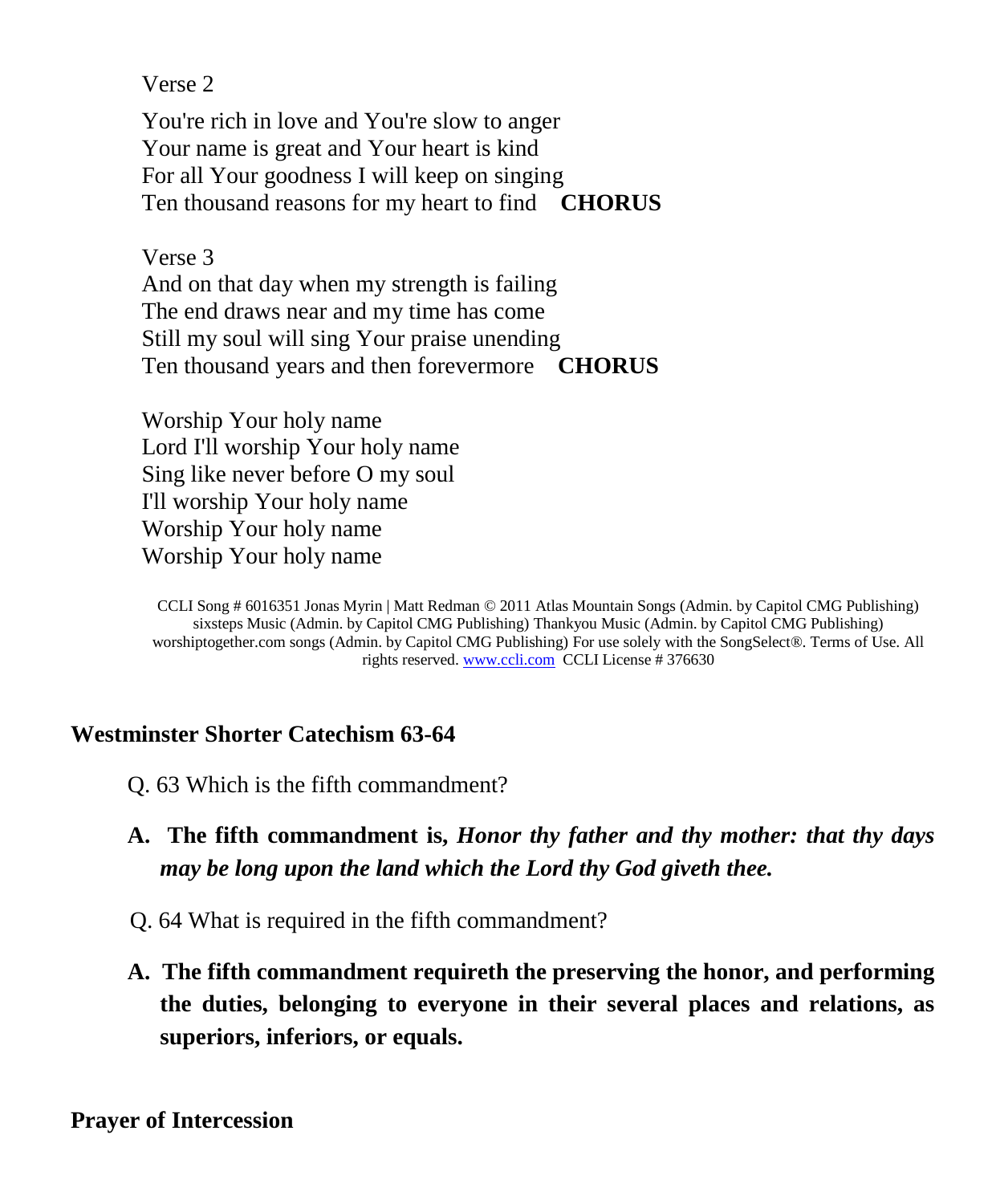Verse 2

You're rich in love and You're slow to anger
Your name is great and Your heart is kind
For all Your goodness I will keep on singing
Ten thousand reasons for my heart to find **CHORUS**

Verse 3
And on that day when my strength is failing
The end draws near and my time has come
Still my soul will sing Your praise unending
Ten thousand years and then forevermore **CHORUS**

Worship Your holy name
Lord I'll worship Your holy name
Sing like never before O my soul
I'll worship Your holy name
Worship Your holy name
Worship Your holy name

CCLI Song # 6016351 Jonas Myrin | Matt Redman © 2011 Atlas Mountain Songs (Admin. by Capitol CMG Publishing) sixsteps Music (Admin. by Capitol CMG Publishing) Thankyou Music (Admin. by Capitol CMG Publishing) worshiptogether.com songs (Admin. by Capitol CMG Publishing) For use solely with the SongSelect®. Terms of Use. All rights reserved. www.ccli.com CCLI License # 376630

## Westminster Shorter Catechism 63-64

Q. 63 Which is the fifth commandment?

**A. The fifth commandment is, *Honor thy father and thy mother: that thy days may be long upon the land which the Lord thy God giveth thee.***

Q. 64 What is required in the fifth commandment?

**A. The fifth commandment requireth the preserving the honor, and performing the duties, belonging to everyone in their several places and relations, as superiors, inferiors, or equals.**

## Prayer of Intercession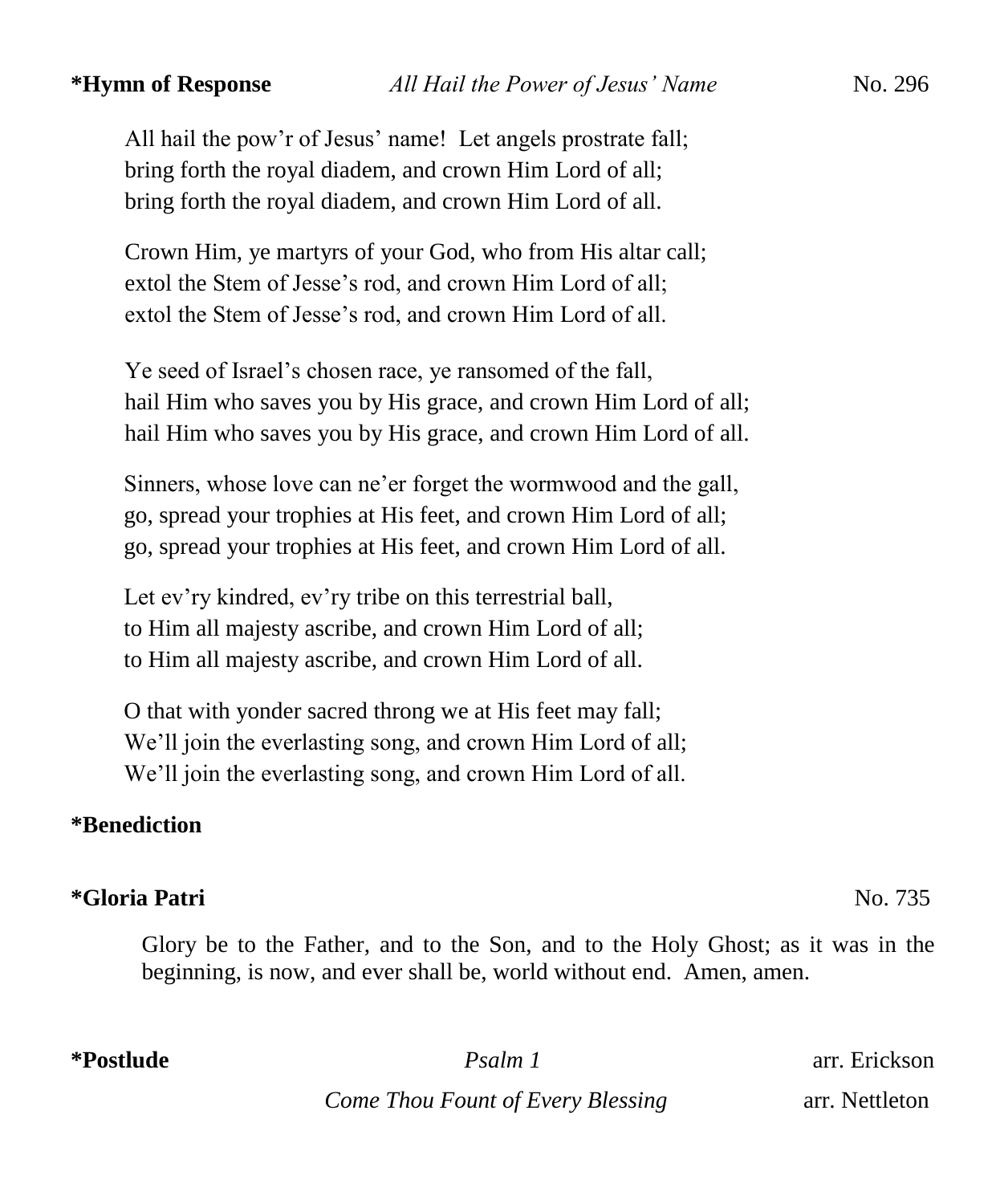**\*Hymn of Response** *All Hail the Power of Jesus' Name* No. 296

All hail the pow'r of Jesus' name! Let angels prostrate fall;  
bring forth the royal diadem, and crown Him Lord of all;  
bring forth the royal diadem, and crown Him Lord of all.

Crown Him, ye martyrs of your God, who from His altar call;  
extol the Stem of Jesse's rod, and crown Him Lord of all;  
extol the Stem of Jesse's rod, and crown Him Lord of all.

Ye seed of Israel's chosen race, ye ransomed of the fall,  
hail Him who saves you by His grace, and crown Him Lord of all;  
hail Him who saves you by His grace, and crown Him Lord of all.

Sinners, whose love can ne'er forget the wormwood and the gall,  
go, spread your trophies at His feet, and crown Him Lord of all;  
go, spread your trophies at His feet, and crown Him Lord of all.

Let ev'ry kindred, ev'ry tribe on this terrestrial ball,  
to Him all majesty ascribe, and crown Him Lord of all;  
to Him all majesty ascribe, and crown Him Lord of all.

O that with yonder sacred throng we at His feet may fall;  
We'll join the everlasting song, and crown Him Lord of all;  
We'll join the everlasting song, and crown Him Lord of all.

**\*Benediction**

**\*Gloria Patri** No. 735

Glory be to the Father, and to the Son, and to the Holy Ghost; as it was in the beginning, is now, and ever shall be, world without end. Amen, amen.

**\*Postlude** *Psalm 1* arr. Erickson

*Come Thou Fount of Every Blessing* arr. Nettleton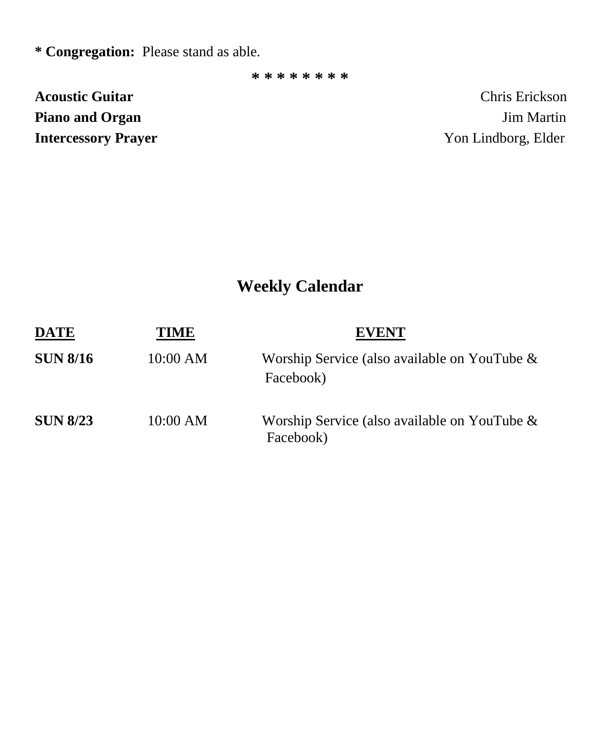**\* Congregation:** Please stand as able.

\* \* \* \* \* \* \* \*

**Acoustic Guitar** Chris Erickson
**Piano and Organ** Jim Martin
**Intercessory Prayer** Yon Lindborg, Elder

## Weekly Calendar

| DATE | TIME | EVENT |
| --- | --- | --- |
| **SUN 8/16** | 10:00 AM | Worship Service (also available on YouTube & Facebook) |
| **SUN 8/23** | 10:00 AM | Worship Service (also available on YouTube & Facebook) |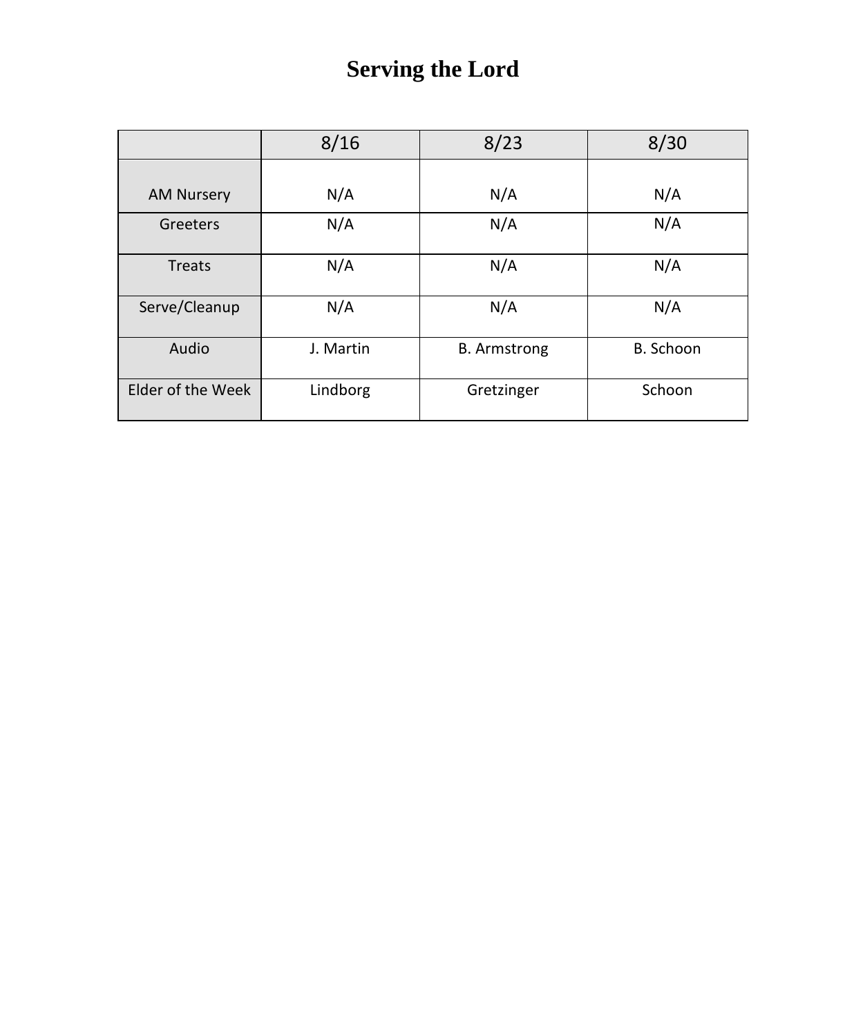# Serving the Lord

| | 8/16 | 8/23 | 8/30 |
|---|---|---|---|
| AM Nursery | N/A | N/A | N/A |
| Greeters | N/A | N/A | N/A |
| Treats | N/A | N/A | N/A |
| Serve/Cleanup | N/A | N/A | N/A |
| Audio | J. Martin | B. Armstrong | B. Schoon |
| Elder of the Week | Lindborg | Gretzinger | Schoon |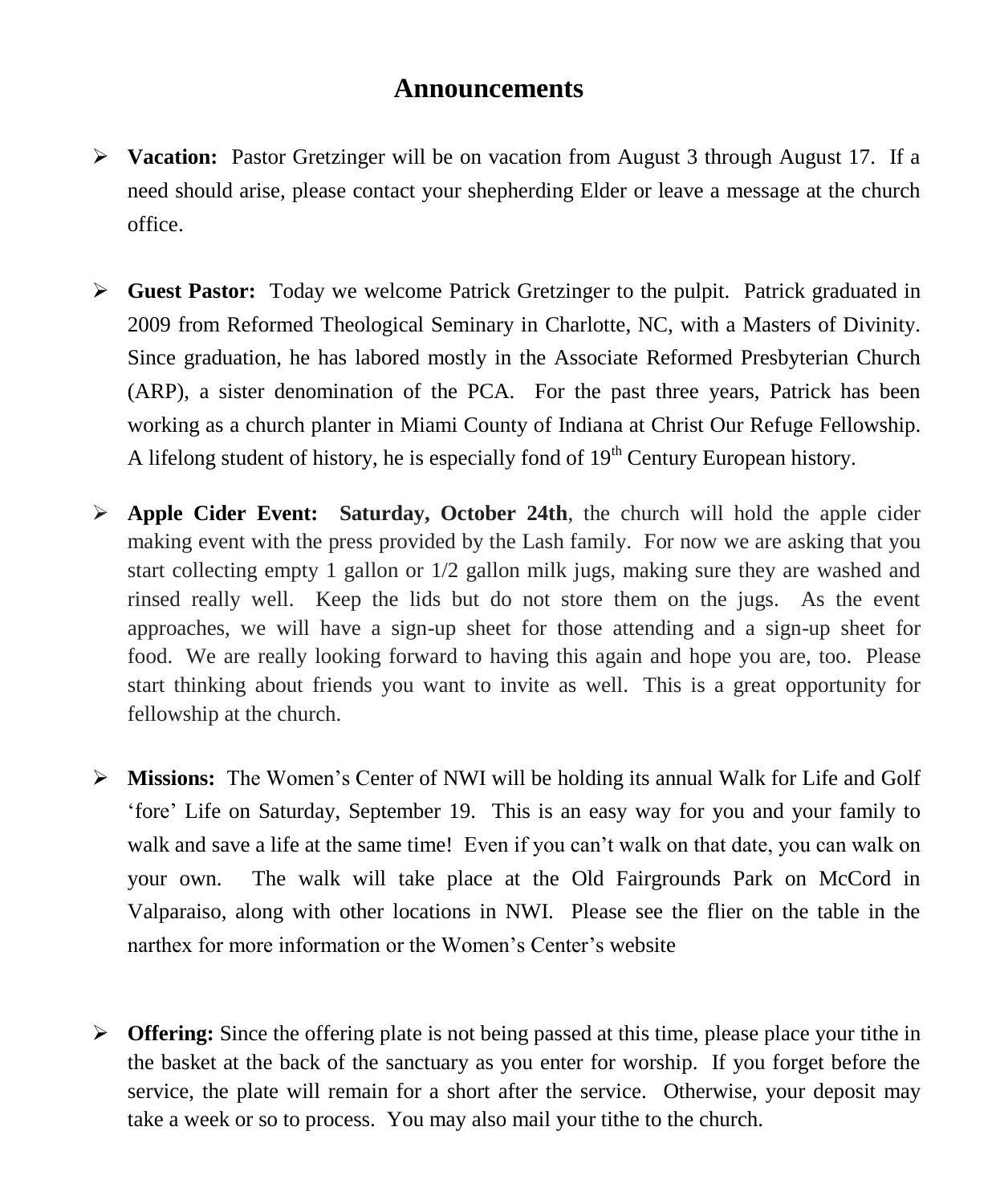# Announcements

- **Vacation:** Pastor Gretzinger will be on vacation from August 3 through August 17. If a need should arise, please contact your shepherding Elder or leave a message at the church office.

- **Guest Pastor:** Today we welcome Patrick Gretzinger to the pulpit. Patrick graduated in 2009 from Reformed Theological Seminary in Charlotte, NC, with a Masters of Divinity. Since graduation, he has labored mostly in the Associate Reformed Presbyterian Church (ARP), a sister denomination of the PCA. For the past three years, Patrick has been working as a church planter in Miami County of Indiana at Christ Our Refuge Fellowship. A lifelong student of history, he is especially fond of 19th Century European history.

- **Apple Cider Event: Saturday, October 24th**, the church will hold the apple cider making event with the press provided by the Lash family. For now we are asking that you start collecting empty 1 gallon or 1/2 gallon milk jugs, making sure they are washed and rinsed really well. Keep the lids but do not store them on the jugs. As the event approaches, we will have a sign-up sheet for those attending and a sign-up sheet for food. We are really looking forward to having this again and hope you are, too. Please start thinking about friends you want to invite as well. This is a great opportunity for fellowship at the church.

- **Missions:** The Women's Center of NWI will be holding its annual Walk for Life and Golf 'fore' Life on Saturday, September 19. This is an easy way for you and your family to walk and save a life at the same time! Even if you can't walk on that date, you can walk on your own. The walk will take place at the Old Fairgrounds Park on McCord in Valparaiso, along with other locations in NWI. Please see the flier on the table in the narthex for more information or the Women's Center's website

- **Offering:** Since the offering plate is not being passed at this time, please place your tithe in the basket at the back of the sanctuary as you enter for worship. If you forget before the service, the plate will remain for a short after the service. Otherwise, your deposit may take a week or so to process. You may also mail your tithe to the church.